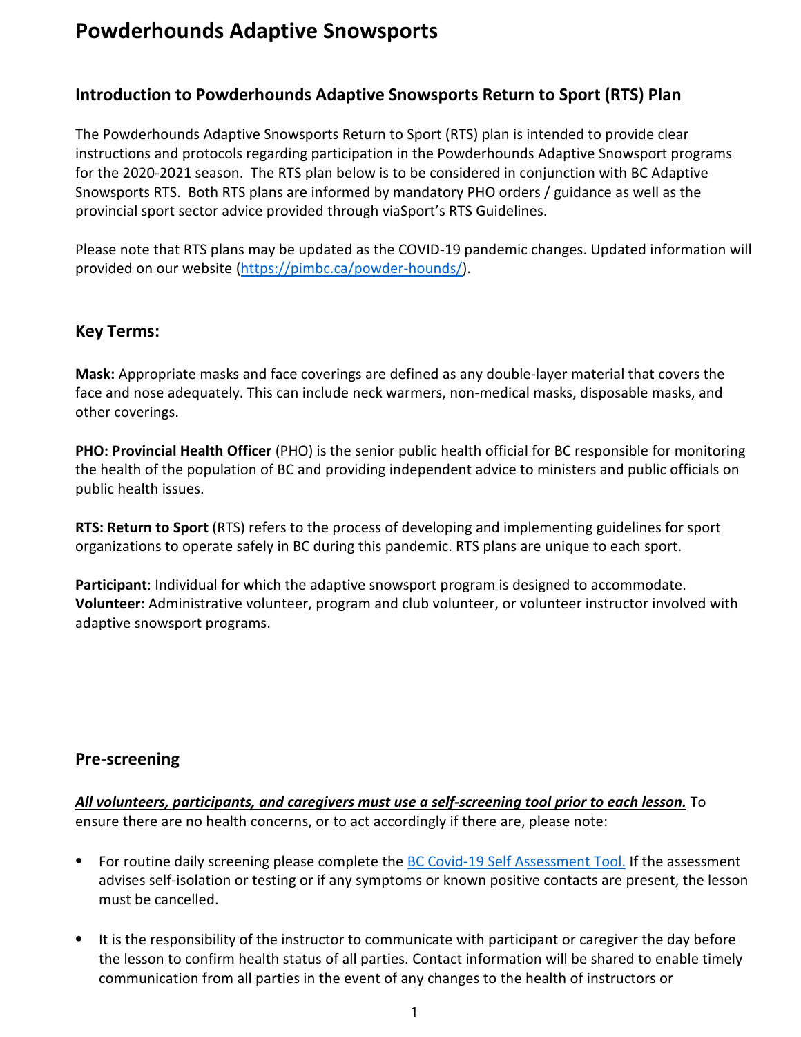# Powderhounds Adaptive Snowsports

## Introduction to Powderhounds Adaptive Snowsports Return to Sport (RTS) Plan

The Powderhounds Adaptive Snowsports Return to Sport (RTS) plan is intended to provide clear instructions and protocols regarding participation in the Powderhounds Adaptive Snowsport programs for the 2020-2021 season. The RTS plan below is to be considered in conjunction with BC Adaptive Snowsports RTS. Both RTS plans are informed by mandatory PHO orders / guidance as well as the provincial sport sector advice provided through viaSport's RTS Guidelines.

Please note that RTS plans may be updated as the COVID-19 pandemic changes. Updated information will provided on our website (https://pimbc.ca/powder-hounds/).

## Key Terms:

**Mask:** Appropriate masks and face coverings are defined as any double-layer material that covers the face and nose adequately. This can include neck warmers, non-medical masks, disposable masks, and other coverings.

**PHO: Provincial Health Officer** (PHO) is the senior public health official for BC responsible for monitoring the health of the population of BC and providing independent advice to ministers and public officials on public health issues.

**RTS: Return to Sport** (RTS) refers to the process of developing and implementing guidelines for sport organizations to operate safely in BC during this pandemic. RTS plans are unique to each sport.

**Participant**: Individual for which the adaptive snowsport program is designed to accommodate.
**Volunteer**: Administrative volunteer, program and club volunteer, or volunteer instructor involved with adaptive snowsport programs.

## Pre-screening

***<u>All volunteers, participants, and caregivers must use a self-screening tool prior to each lesson.</u>*** To ensure there are no health concerns, or to act accordingly if there are, please note:

- For routine daily screening please complete the BC Covid-19 Self Assessment Tool. If the assessment advises self-isolation or testing or if any symptoms or known positive contacts are present, the lesson must be cancelled.

- It is the responsibility of the instructor to communicate with participant or caregiver the day before the lesson to confirm health status of all parties. Contact information will be shared to enable timely communication from all parties in the event of any changes to the health of instructors or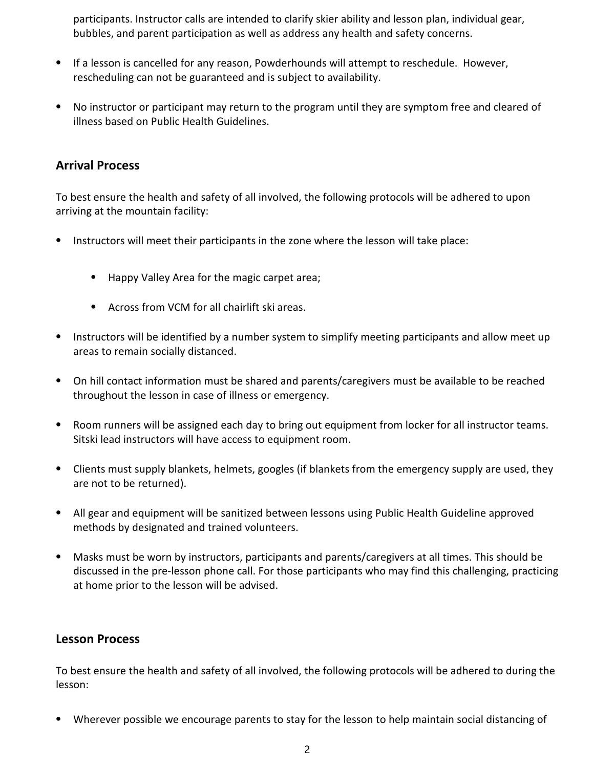participants. Instructor calls are intended to clarify skier ability and lesson plan, individual gear, bubbles, and parent participation as well as address any health and safety concerns.

- If a lesson is cancelled for any reason, Powderhounds will attempt to reschedule. However, rescheduling can not be guaranteed and is subject to availability.

- No instructor or participant may return to the program until they are symptom free and cleared of illness based on Public Health Guidelines.

## Arrival Process

To best ensure the health and safety of all involved, the following protocols will be adhered to upon arriving at the mountain facility:

- Instructors will meet their participants in the zone where the lesson will take place:
    - Happy Valley Area for the magic carpet area;
    - Across from VCM for all chairlift ski areas.

- Instructors will be identified by a number system to simplify meeting participants and allow meet up areas to remain socially distanced.

- On hill contact information must be shared and parents/caregivers must be available to be reached throughout the lesson in case of illness or emergency.

- Room runners will be assigned each day to bring out equipment from locker for all instructor teams. Sitski lead instructors will have access to equipment room.

- Clients must supply blankets, helmets, googles (if blankets from the emergency supply are used, they are not to be returned).

- All gear and equipment will be sanitized between lessons using Public Health Guideline approved methods by designated and trained volunteers.

- Masks must be worn by instructors, participants and parents/caregivers at all times. This should be discussed in the pre-lesson phone call. For those participants who may find this challenging, practicing at home prior to the lesson will be advised.

## Lesson Process

To best ensure the health and safety of all involved, the following protocols will be adhered to during the lesson:

- Wherever possible we encourage parents to stay for the lesson to help maintain social distancing of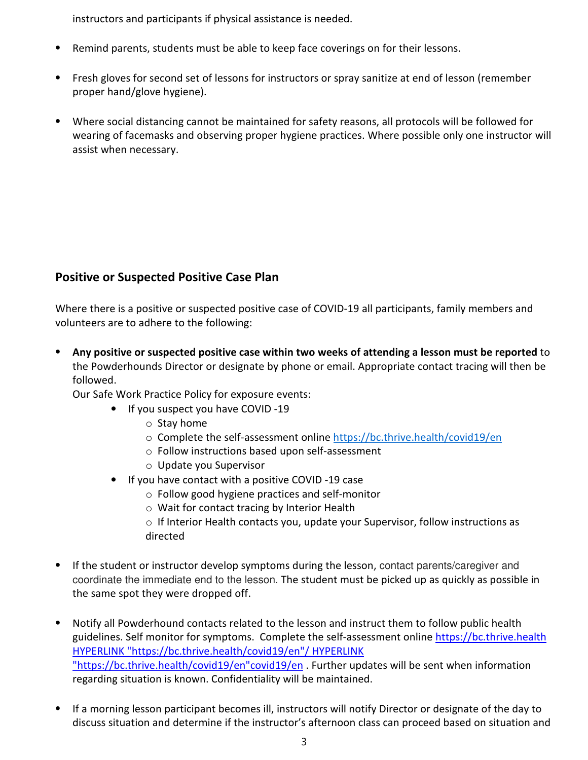instructors and participants if physical assistance is needed.

- Remind parents, students must be able to keep face coverings on for their lessons.
- Fresh gloves for second set of lessons for instructors or spray sanitize at end of lesson (remember proper hand/glove hygiene).
- Where social distancing cannot be maintained for safety reasons, all protocols will be followed for wearing of facemasks and observing proper hygiene practices. Where possible only one instructor will assist when necessary.

## Positive or Suspected Positive Case Plan

Where there is a positive or suspected positive case of COVID-19 all participants, family members and volunteers are to adhere to the following:

- **Any positive or suspected positive case within two weeks of attending a lesson must be reported** to the Powderhounds Director or designate by phone or email. Appropriate contact tracing will then be followed.
  Our Safe Work Practice Policy for exposure events:
  - If you suspect you have COVID -19
    - Stay home
    - Complete the self-assessment online https://bc.thrive.health/covid19/en
    - Follow instructions based upon self-assessment
    - Update you Supervisor
  - If you have contact with a positive COVID -19 case
    - Follow good hygiene practices and self-monitor
    - Wait for contact tracing by Interior Health
    - If Interior Health contacts you, update your Supervisor, follow instructions as directed
- If the student or instructor develop symptoms during the lesson, contact parents/caregiver and coordinate the immediate end to the lesson. The student must be picked up as quickly as possible in the same spot they were dropped off.
- Notify all Powderhound contacts related to the lesson and instruct them to follow public health guidelines. Self monitor for symptoms. Complete the self-assessment online https://bc.thrive.health HYPERLINK "https://bc.thrive.health/covid19/en"/ HYPERLINK "https://bc.thrive.health/covid19/en"covid19/en . Further updates will be sent when information regarding situation is known. Confidentiality will be maintained.
- If a morning lesson participant becomes ill, instructors will notify Director or designate of the day to discuss situation and determine if the instructor's afternoon class can proceed based on situation and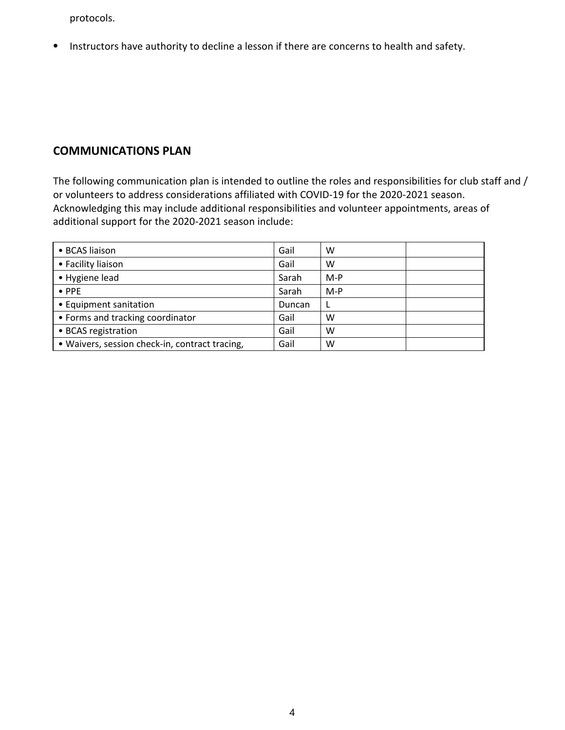protocols.

- Instructors have authority to decline a lesson if there are concerns to health and safety.

## COMMUNICATIONS PLAN

The following communication plan is intended to outline the roles and responsibilities for club staff and / or volunteers to address considerations affiliated with COVID-19 for the 2020-2021 season. Acknowledging this may include additional responsibilities and volunteer appointments, areas of additional support for the 2020-2021 season include:

| | | | |
|---|---|---|---|
| • BCAS liaison | Gail | W | |
| • Facility liaison | Gail | W | |
| • Hygiene lead | Sarah | M-P | |
| • PPE | Sarah | M-P | |
| • Equipment sanitation | Duncan | L | |
| • Forms and tracking coordinator | Gail | W | |
| • BCAS registration | Gail | W | |
| • Waivers, session check-in, contract tracing, | Gail | W | |